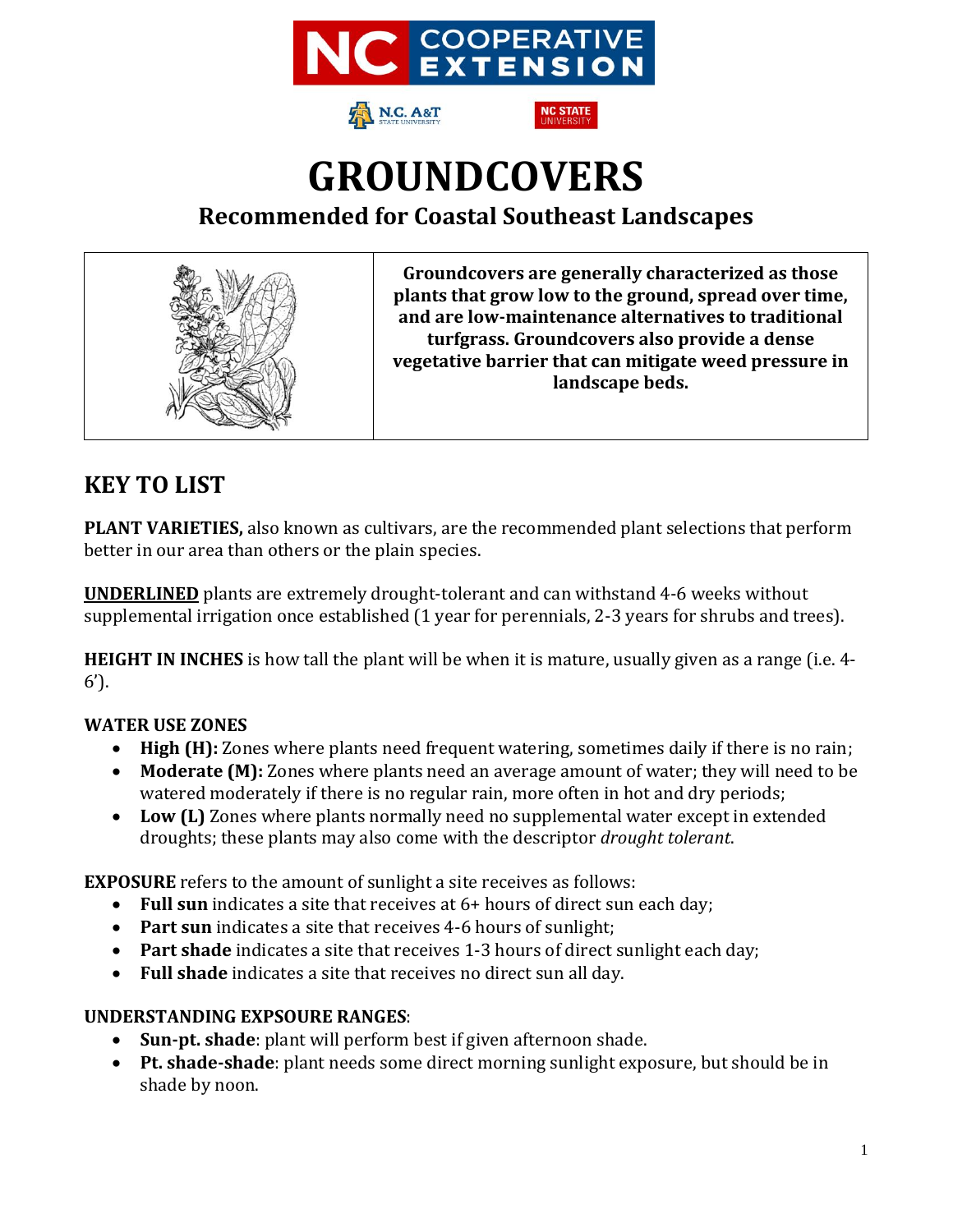NC COOPERATIVE EXTENSION

N.C. A&T STATE UNIVERSITY | NC STATE UNIVERSITY

# GROUNDCOVERS

## Recommended for Coastal Southeast Landscapes

**Groundcovers are generally characterized as those plants that grow low to the ground, spread over time, and are low-maintenance alternatives to traditional turfgrass. Groundcovers also provide a dense vegetative barrier that can mitigate weed pressure in landscape beds.**

## KEY TO LIST

**PLANT VARIETIES,** also known as cultivars, are the recommended plant selections that perform better in our area than others or the plain species.

<u>**UNDERLINED**</u> plants are extremely drought-tolerant and can withstand 4-6 weeks without supplemental irrigation once established (1 year for perennials, 2-3 years for shrubs and trees).

**HEIGHT IN INCHES** is how tall the plant will be when it is mature, usually given as a range (i.e. 4-6').

**WATER USE ZONES**

- **High (H):** Zones where plants need frequent watering, sometimes daily if there is no rain;
- **Moderate (M):** Zones where plants need an average amount of water; they will need to be watered moderately if there is no regular rain, more often in hot and dry periods;
- **Low (L)** Zones where plants normally need no supplemental water except in extended droughts; these plants may also come with the descriptor *drought tolerant*.

**EXPOSURE** refers to the amount of sunlight a site receives as follows:

- **Full sun** indicates a site that receives at 6+ hours of direct sun each day;
- **Part sun** indicates a site that receives 4-6 hours of sunlight;
- **Part shade** indicates a site that receives 1-3 hours of direct sunlight each day;
- **Full shade** indicates a site that receives no direct sun all day.

**UNDERSTANDING EXPSOURE RANGES**:

- **Sun-pt. shade**: plant will perform best if given afternoon shade.
- **Pt. shade-shade**: plant needs some direct morning sunlight exposure, but should be in shade by noon.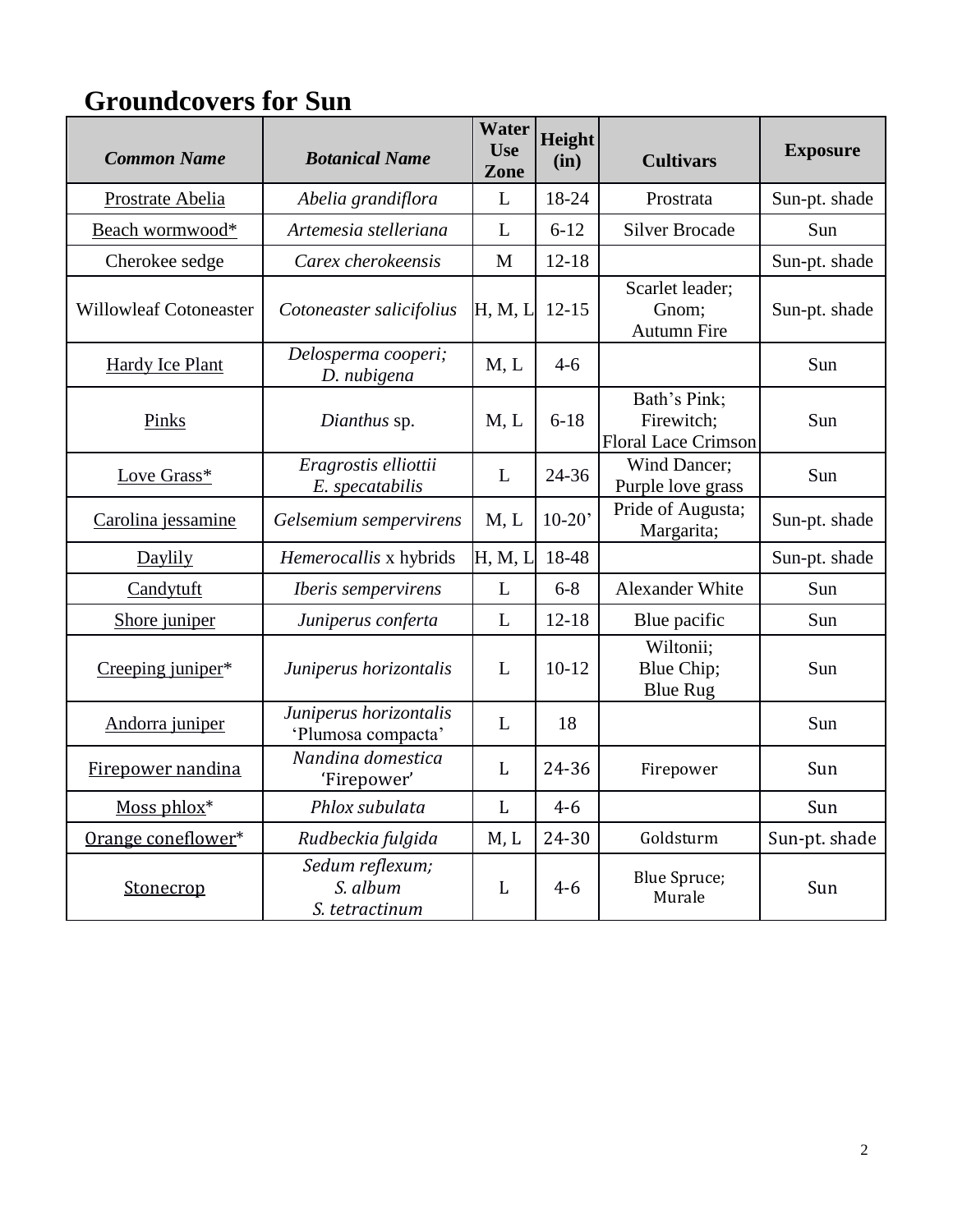## Groundcovers for Sun

| *Common Name* | *Botanical Name* | Water Use Zone | Height (in) | Cultivars | Exposure |
|---|---|---|---|---|---|
| Prostrate Abelia | *Abelia grandiflora* | L | 18-24 | Prostrata | Sun-pt. shade |
| Beach wormwood* | *Artemesia stelleriana* | L | 6-12 | Silver Brocade | Sun |
| Cherokee sedge | *Carex cherokeensis* | M | 12-18 | | Sun-pt. shade |
| Willowleaf Cotoneaster | *Cotoneaster salicifolius* | H, M, L | 12-15 | Scarlet leader; Gnom; Autumn Fire | Sun-pt. shade |
| Hardy Ice Plant | *Delosperma cooperi; D. nubigena* | M, L | 4-6 | | Sun |
| Pinks | *Dianthus* sp. | M, L | 6-18 | Bath's Pink; Firewitch; Floral Lace Crimson | Sun |
| Love Grass* | *Eragrostis elliottii E. specatabilis* | L | 24-36 | Wind Dancer; Purple love grass | Sun |
| Carolina jessamine | *Gelsemium sempervirens* | M, L | 10-20' | Pride of Augusta; Margarita; | Sun-pt. shade |
| Daylily | *Hemerocallis* x hybrids | H, M, L | 18-48 | | Sun-pt. shade |
| Candytuft | *Iberis sempervirens* | L | 6-8 | Alexander White | Sun |
| Shore juniper | *Juniperus conferta* | L | 12-18 | Blue pacific | Sun |
| Creeping juniper* | *Juniperus horizontalis* | L | 10-12 | Wiltonii; Blue Chip; Blue Rug | Sun |
| Andorra juniper | *Juniperus horizontalis* 'Plumosa compacta' | L | 18 | | Sun |
| Firepower nandina | *Nandina domestica* 'Firepower' | L | 24-36 | Firepower | Sun |
| Moss phlox* | *Phlox subulata* | L | 4-6 | | Sun |
| Orange coneflower* | *Rudbeckia fulgida* | M, L | 24-30 | Goldsturm | Sun-pt. shade |
| Stonecrop | *Sedum reflexum; S. album S. tetractinum* | L | 4-6 | Blue Spruce; Murale | Sun |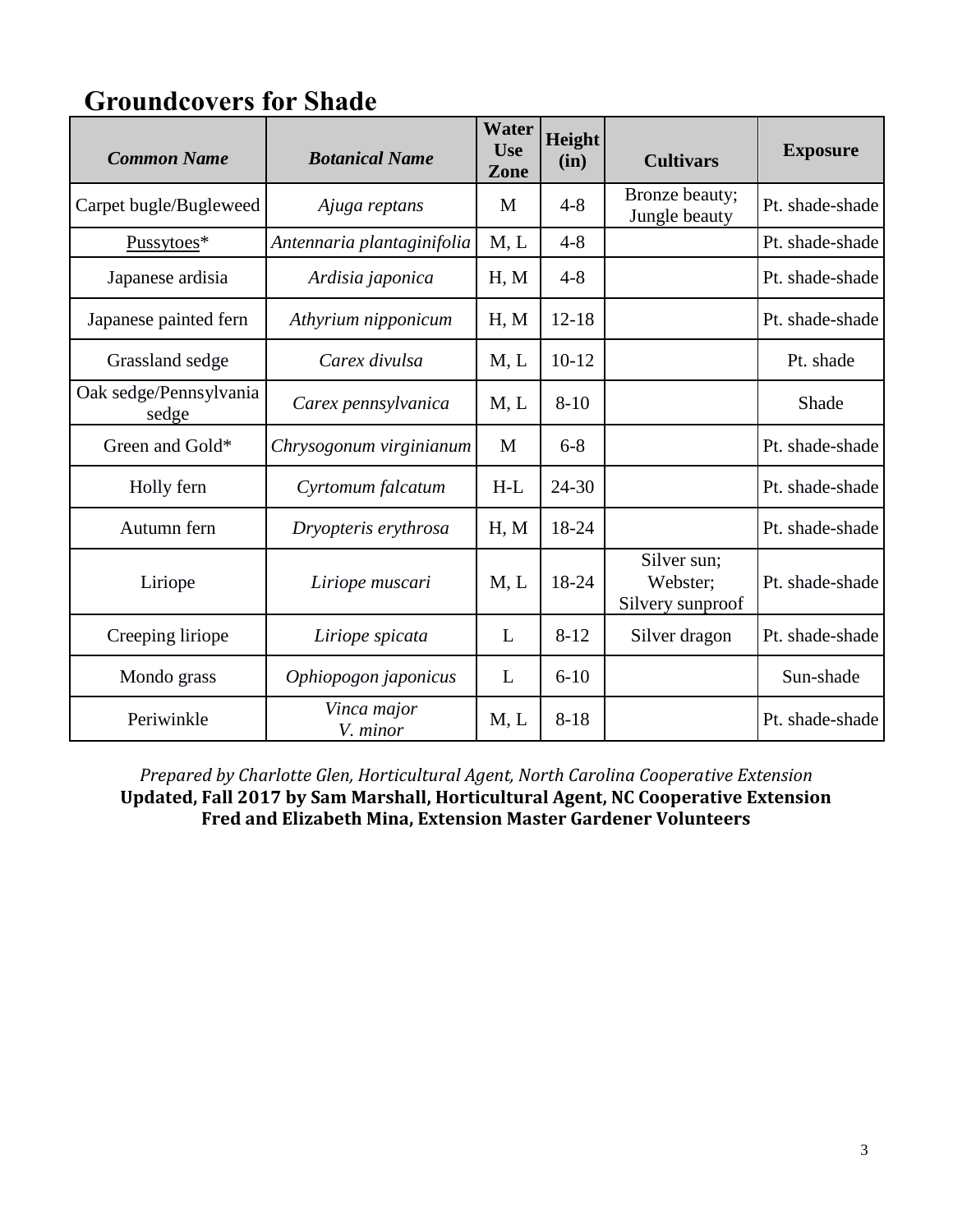## Groundcovers for Shade

| *Common Name* | *Botanical Name* | Water Use Zone | Height (in) | Cultivars | Exposure |
|---|---|---|---|---|---|
| Carpet bugle/Bugleweed | *Ajuga reptans* | M | 4-8 | Bronze beauty; Jungle beauty | Pt. shade-shade |
| Pussytoes* | *Antennaria plantaginifolia* | M, L | 4-8 | | Pt. shade-shade |
| Japanese ardisia | *Ardisia japonica* | H, M | 4-8 | | Pt. shade-shade |
| Japanese painted fern | *Athyrium nipponicum* | H, M | 12-18 | | Pt. shade-shade |
| Grassland sedge | *Carex divulsa* | M, L | 10-12 | | Pt. shade |
| Oak sedge/Pennsylvania sedge | *Carex pennsylvanica* | M, L | 8-10 | | Shade |
| Green and Gold* | *Chrysogonum virginianum* | M | 6-8 | | Pt. shade-shade |
| Holly fern | *Cyrtomum falcatum* | H-L | 24-30 | | Pt. shade-shade |
| Autumn fern | *Dryopteris erythrosa* | H, M | 18-24 | | Pt. shade-shade |
| Liriope | *Liriope muscari* | M, L | 18-24 | Silver sun; Webster; Silvery sunproof | Pt. shade-shade |
| Creeping liriope | *Liriope spicata* | L | 8-12 | Silver dragon | Pt. shade-shade |
| Mondo grass | *Ophiopogon japonicus* | L | 6-10 | | Sun-shade |
| Periwinkle | *Vinca major* *V. minor* | M, L | 8-18 | | Pt. shade-shade |

*Prepared by Charlotte Glen, Horticultural Agent, North Carolina Cooperative Extension*
**Updated, Fall 2017 by Sam Marshall, Horticultural Agent, NC Cooperative Extension**
**Fred and Elizabeth Mina, Extension Master Gardener Volunteers**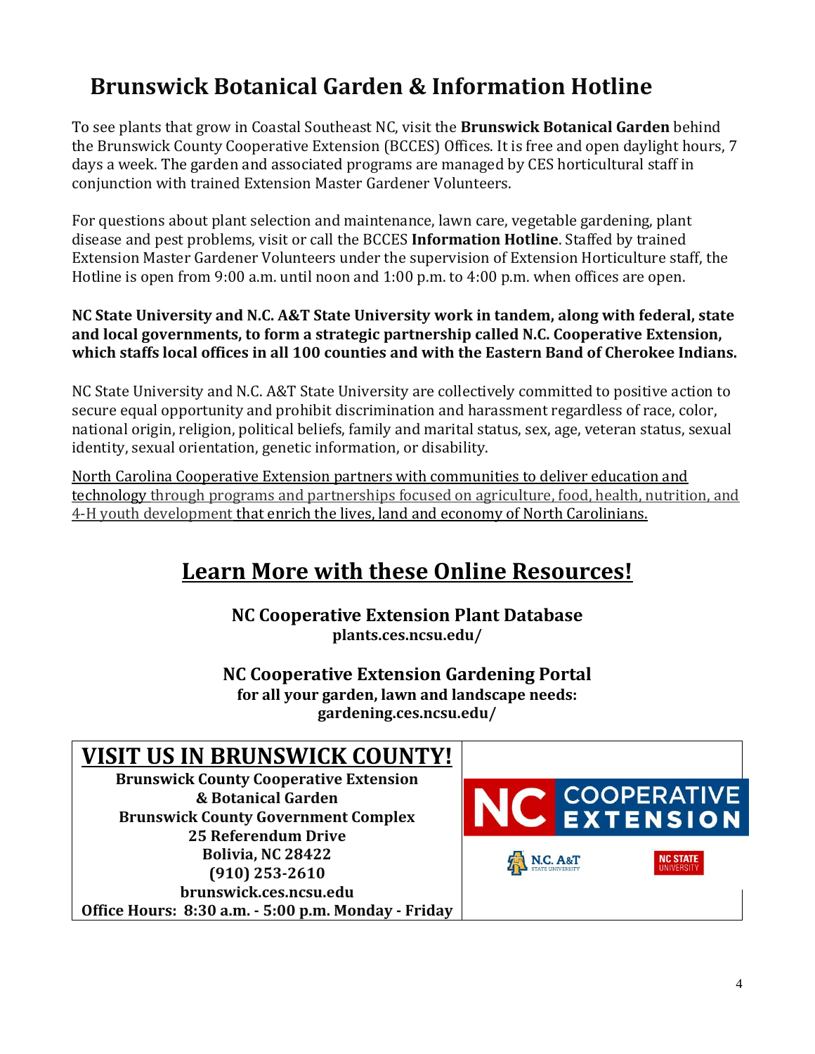# Brunswick Botanical Garden & Information Hotline

To see plants that grow in Coastal Southeast NC, visit the **Brunswick Botanical Garden** behind the Brunswick County Cooperative Extension (BCCES) Offices. It is free and open daylight hours, 7 days a week. The garden and associated programs are managed by CES horticultural staff in conjunction with trained Extension Master Gardener Volunteers.

For questions about plant selection and maintenance, lawn care, vegetable gardening, plant disease and pest problems, visit or call the BCCES **Information Hotline**. Staffed by trained Extension Master Gardener Volunteers under the supervision of Extension Horticulture staff, the Hotline is open from 9:00 a.m. until noon and 1:00 p.m. to 4:00 p.m. when offices are open.

**NC State University and N.C. A&T State University work in tandem, along with federal, state and local governments, to form a strategic partnership called N.C. Cooperative Extension, which staffs local offices in all 100 counties and with the Eastern Band of Cherokee Indians.**

NC State University and N.C. A&T State University are collectively committed to positive action to secure equal opportunity and prohibit discrimination and harassment regardless of race, color, national origin, religion, political beliefs, family and marital status, sex, age, veteran status, sexual identity, sexual orientation, genetic information, or disability.

North Carolina Cooperative Extension partners with communities to deliver education and technology through programs and partnerships focused on agriculture, food, health, nutrition, and 4-H youth development that enrich the lives, land and economy of North Carolinians.

## Learn More with these Online Resources!

**NC Cooperative Extension Plant Database**
**plants.ces.ncsu.edu/**

**NC Cooperative Extension Gardening Portal**
**for all your garden, lawn and landscape needs:**
**gardening.ces.ncsu.edu/**

## VISIT US IN BRUNSWICK COUNTY!

**Brunswick County Cooperative Extension**
**& Botanical Garden**
**Brunswick County Government Complex**
**25 Referendum Drive**
**Bolivia, NC 28422**
**(910) 253-2610**
**brunswick.ces.ncsu.edu**
**Office Hours: 8:30 a.m. - 5:00 p.m. Monday - Friday**

NC COOPERATIVE EXTENSION

N.C. A&T STATE UNIVERSITY

NC STATE UNIVERSITY